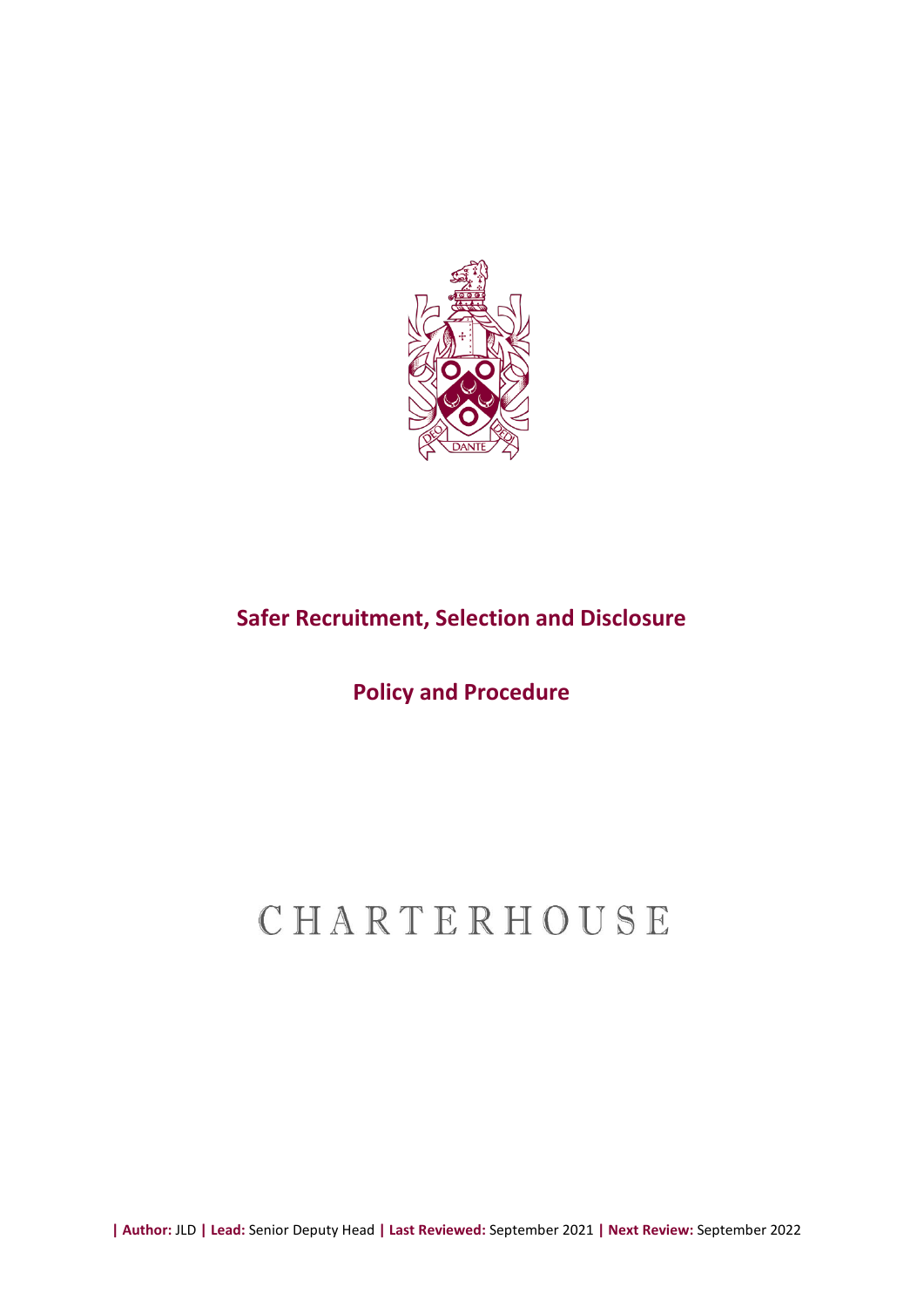# Safer Recruitment, Selection and Disclosure

## Policy and Procedure

CHARTERHOUSE

| **Author:** JLD | **Lead:** Senior Deputy Head | **Last Reviewed:** September 2021 | **Next Review:** September 2022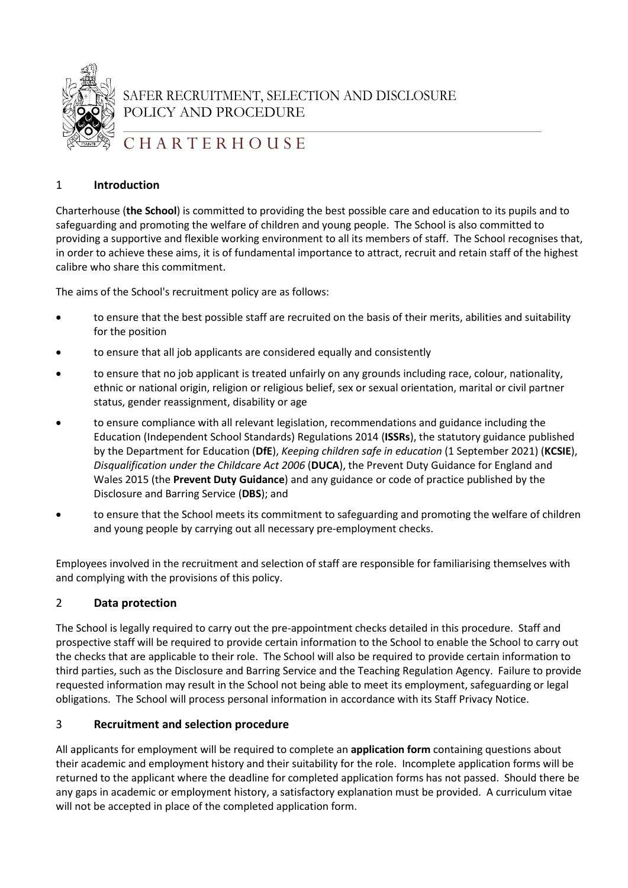# SAFER RECRUITMENT, SELECTION AND DISCLOSURE POLICY AND PROCEDURE

CHARTERHOUSE

## 1 Introduction

Charterhouse (**the School**) is committed to providing the best possible care and education to its pupils and to safeguarding and promoting the welfare of children and young people. The School is also committed to providing a supportive and flexible working environment to all its members of staff. The School recognises that, in order to achieve these aims, it is of fundamental importance to attract, recruit and retain staff of the highest calibre who share this commitment.

The aims of the School's recruitment policy are as follows:

- to ensure that the best possible staff are recruited on the basis of their merits, abilities and suitability for the position
- to ensure that all job applicants are considered equally and consistently
- to ensure that no job applicant is treated unfairly on any grounds including race, colour, nationality, ethnic or national origin, religion or religious belief, sex or sexual orientation, marital or civil partner status, gender reassignment, disability or age
- to ensure compliance with all relevant legislation, recommendations and guidance including the Education (Independent School Standards) Regulations 2014 (**ISSRs**), the statutory guidance published by the Department for Education (**DfE**), *Keeping children safe in education* (1 September 2021) (**KCSIE**), *Disqualification under the Childcare Act 2006* (**DUCA**), the Prevent Duty Guidance for England and Wales 2015 (the **Prevent Duty Guidance**) and any guidance or code of practice published by the Disclosure and Barring Service (**DBS**); and
- to ensure that the School meets its commitment to safeguarding and promoting the welfare of children and young people by carrying out all necessary pre-employment checks.

Employees involved in the recruitment and selection of staff are responsible for familiarising themselves with and complying with the provisions of this policy.

## 2 Data protection

The School is legally required to carry out the pre-appointment checks detailed in this procedure. Staff and prospective staff will be required to provide certain information to the School to enable the School to carry out the checks that are applicable to their role. The School will also be required to provide certain information to third parties, such as the Disclosure and Barring Service and the Teaching Regulation Agency. Failure to provide requested information may result in the School not being able to meet its employment, safeguarding or legal obligations. The School will process personal information in accordance with its Staff Privacy Notice.

## 3 Recruitment and selection procedure

All applicants for employment will be required to complete an **application form** containing questions about their academic and employment history and their suitability for the role. Incomplete application forms will be returned to the applicant where the deadline for completed application forms has not passed. Should there be any gaps in academic or employment history, a satisfactory explanation must be provided. A curriculum vitae will not be accepted in place of the completed application form.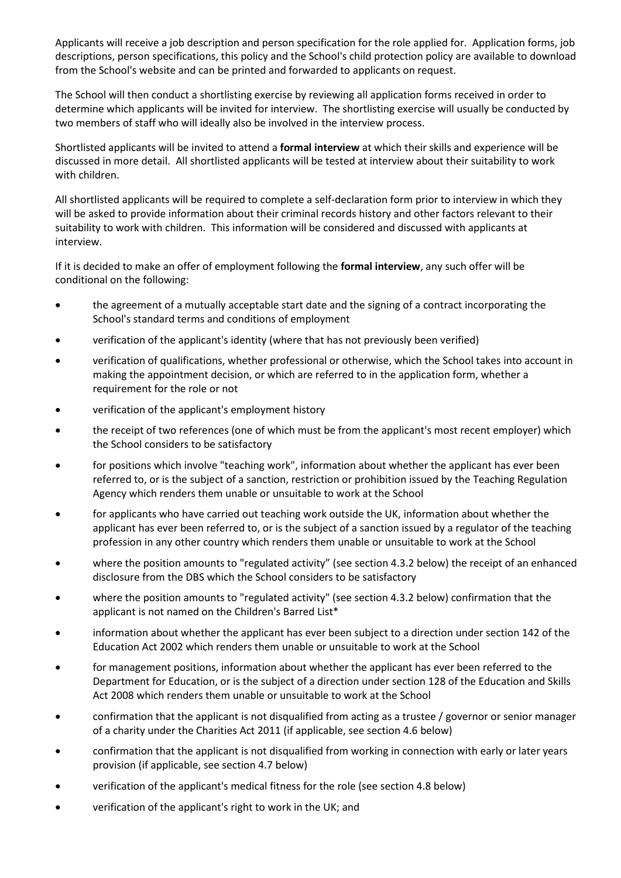Applicants will receive a job description and person specification for the role applied for. Application forms, job descriptions, person specifications, this policy and the School's child protection policy are available to download from the School's website and can be printed and forwarded to applicants on request.

The School will then conduct a shortlisting exercise by reviewing all application forms received in order to determine which applicants will be invited for interview. The shortlisting exercise will usually be conducted by two members of staff who will ideally also be involved in the interview process.

Shortlisted applicants will be invited to attend a **formal interview** at which their skills and experience will be discussed in more detail. All shortlisted applicants will be tested at interview about their suitability to work with children.

All shortlisted applicants will be required to complete a self-declaration form prior to interview in which they will be asked to provide information about their criminal records history and other factors relevant to their suitability to work with children. This information will be considered and discussed with applicants at interview.

If it is decided to make an offer of employment following the **formal interview**, any such offer will be conditional on the following:

- the agreement of a mutually acceptable start date and the signing of a contract incorporating the School's standard terms and conditions of employment
- verification of the applicant's identity (where that has not previously been verified)
- verification of qualifications, whether professional or otherwise, which the School takes into account in making the appointment decision, or which are referred to in the application form, whether a requirement for the role or not
- verification of the applicant's employment history
- the receipt of two references (one of which must be from the applicant's most recent employer) which the School considers to be satisfactory
- for positions which involve "teaching work", information about whether the applicant has ever been referred to, or is the subject of a sanction, restriction or prohibition issued by the Teaching Regulation Agency which renders them unable or unsuitable to work at the School
- for applicants who have carried out teaching work outside the UK, information about whether the applicant has ever been referred to, or is the subject of a sanction issued by a regulator of the teaching profession in any other country which renders them unable or unsuitable to work at the School
- where the position amounts to "regulated activity" (see section 4.3.2 below) the receipt of an enhanced disclosure from the DBS which the School considers to be satisfactory
- where the position amounts to "regulated activity" (see section 4.3.2 below) confirmation that the applicant is not named on the Children's Barred List*
- information about whether the applicant has ever been subject to a direction under section 142 of the Education Act 2002 which renders them unable or unsuitable to work at the School
- for management positions, information about whether the applicant has ever been referred to the Department for Education, or is the subject of a direction under section 128 of the Education and Skills Act 2008 which renders them unable or unsuitable to work at the School
- confirmation that the applicant is not disqualified from acting as a trustee / governor or senior manager of a charity under the Charities Act 2011 (if applicable, see section 4.6 below)
- confirmation that the applicant is not disqualified from working in connection with early or later years provision (if applicable, see section 4.7 below)
- verification of the applicant's medical fitness for the role (see section 4.8 below)
- verification of the applicant's right to work in the UK; and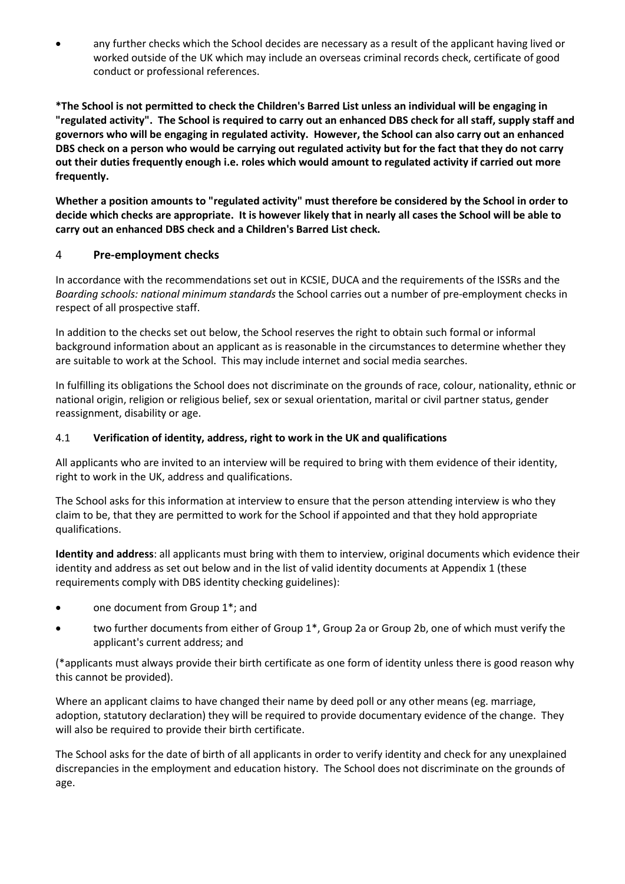- any further checks which the School decides are necessary as a result of the applicant having lived or worked outside of the UK which may include an overseas criminal records check, certificate of good conduct or professional references.

**\*The School is not permitted to check the Children's Barred List unless an individual will be engaging in "regulated activity". The School is required to carry out an enhanced DBS check for all staff, supply staff and governors who will be engaging in regulated activity. However, the School can also carry out an enhanced DBS check on a person who would be carrying out regulated activity but for the fact that they do not carry out their duties frequently enough i.e. roles which would amount to regulated activity if carried out more frequently.**

**Whether a position amounts to "regulated activity" must therefore be considered by the School in order to decide which checks are appropriate. It is however likely that in nearly all cases the School will be able to carry out an enhanced DBS check and a Children's Barred List check.**

## 4 Pre-employment checks

In accordance with the recommendations set out in KCSIE, DUCA and the requirements of the ISSRs and the *Boarding schools: national minimum standards* the School carries out a number of pre-employment checks in respect of all prospective staff.

In addition to the checks set out below, the School reserves the right to obtain such formal or informal background information about an applicant as is reasonable in the circumstances to determine whether they are suitable to work at the School. This may include internet and social media searches.

In fulfilling its obligations the School does not discriminate on the grounds of race, colour, nationality, ethnic or national origin, religion or religious belief, sex or sexual orientation, marital or civil partner status, gender reassignment, disability or age.

### 4.1 Verification of identity, address, right to work in the UK and qualifications

All applicants who are invited to an interview will be required to bring with them evidence of their identity, right to work in the UK, address and qualifications.

The School asks for this information at interview to ensure that the person attending interview is who they claim to be, that they are permitted to work for the School if appointed and that they hold appropriate qualifications.

**Identity and address**: all applicants must bring with them to interview, original documents which evidence their identity and address as set out below and in the list of valid identity documents at Appendix 1 (these requirements comply with DBS identity checking guidelines):

- one document from Group 1*; and
- two further documents from either of Group 1*, Group 2a or Group 2b, one of which must verify the applicant's current address; and

(*applicants must always provide their birth certificate as one form of identity unless there is good reason why this cannot be provided).

Where an applicant claims to have changed their name by deed poll or any other means (eg. marriage, adoption, statutory declaration) they will be required to provide documentary evidence of the change. They will also be required to provide their birth certificate.

The School asks for the date of birth of all applicants in order to verify identity and check for any unexplained discrepancies in the employment and education history. The School does not discriminate on the grounds of age.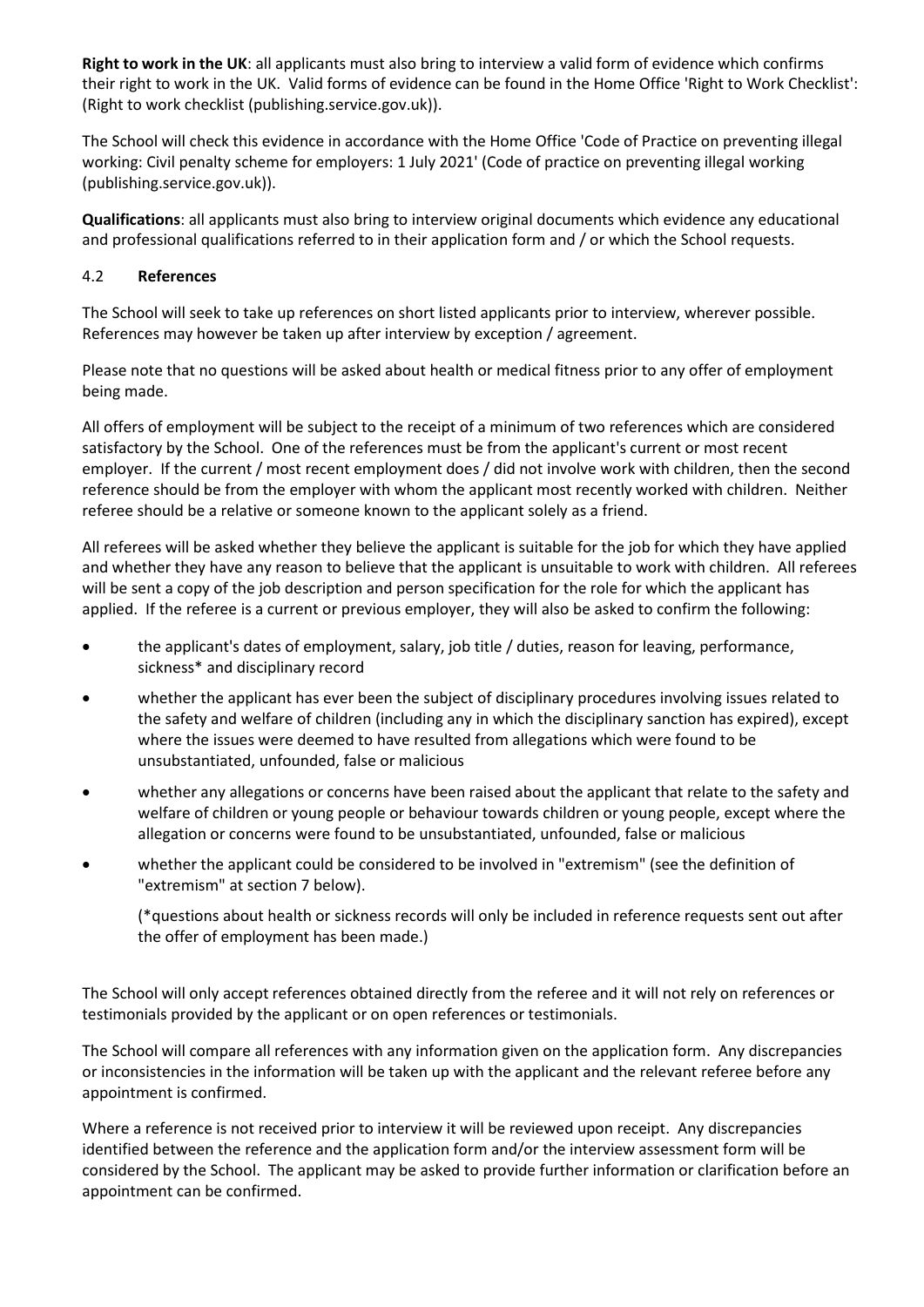**Right to work in the UK**: all applicants must also bring to interview a valid form of evidence which confirms their right to work in the UK. Valid forms of evidence can be found in the Home Office 'Right to Work Checklist': (Right to work checklist (publishing.service.gov.uk)).

The School will check this evidence in accordance with the Home Office 'Code of Practice on preventing illegal working: Civil penalty scheme for employers: 1 July 2021' (Code of practice on preventing illegal working (publishing.service.gov.uk)).

**Qualifications**: all applicants must also bring to interview original documents which evidence any educational and professional qualifications referred to in their application form and / or which the School requests.

### 4.2 **References**

The School will seek to take up references on short listed applicants prior to interview, wherever possible. References may however be taken up after interview by exception / agreement.

Please note that no questions will be asked about health or medical fitness prior to any offer of employment being made.

All offers of employment will be subject to the receipt of a minimum of two references which are considered satisfactory by the School. One of the references must be from the applicant's current or most recent employer. If the current / most recent employment does / did not involve work with children, then the second reference should be from the employer with whom the applicant most recently worked with children. Neither referee should be a relative or someone known to the applicant solely as a friend.

All referees will be asked whether they believe the applicant is suitable for the job for which they have applied and whether they have any reason to believe that the applicant is unsuitable to work with children. All referees will be sent a copy of the job description and person specification for the role for which the applicant has applied. If the referee is a current or previous employer, they will also be asked to confirm the following:

- the applicant's dates of employment, salary, job title / duties, reason for leaving, performance, sickness* and disciplinary record
- whether the applicant has ever been the subject of disciplinary procedures involving issues related to the safety and welfare of children (including any in which the disciplinary sanction has expired), except where the issues were deemed to have resulted from allegations which were found to be unsubstantiated, unfounded, false or malicious
- whether any allegations or concerns have been raised about the applicant that relate to the safety and welfare of children or young people or behaviour towards children or young people, except where the allegation or concerns were found to be unsubstantiated, unfounded, false or malicious
- whether the applicant could be considered to be involved in "extremism" (see the definition of "extremism" at section 7 below).

  (*questions about health or sickness records will only be included in reference requests sent out after the offer of employment has been made.)

The School will only accept references obtained directly from the referee and it will not rely on references or testimonials provided by the applicant or on open references or testimonials.

The School will compare all references with any information given on the application form. Any discrepancies or inconsistencies in the information will be taken up with the applicant and the relevant referee before any appointment is confirmed.

Where a reference is not received prior to interview it will be reviewed upon receipt. Any discrepancies identified between the reference and the application form and/or the interview assessment form will be considered by the School. The applicant may be asked to provide further information or clarification before an appointment can be confirmed.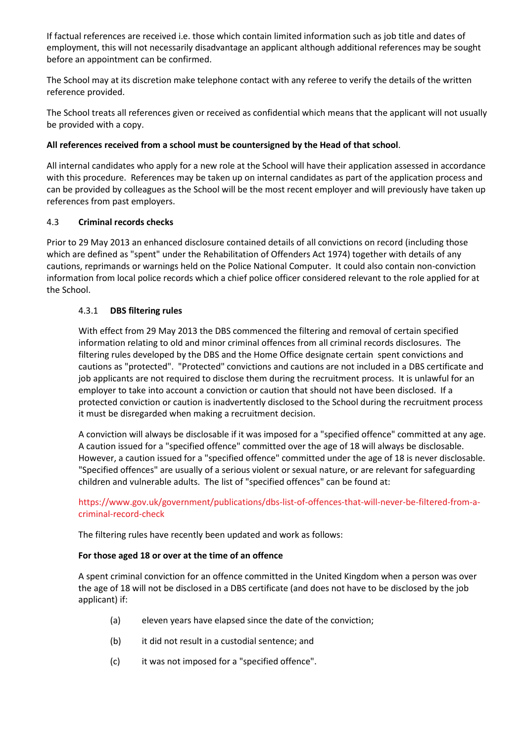If factual references are received i.e. those which contain limited information such as job title and dates of employment, this will not necessarily disadvantage an applicant although additional references may be sought before an appointment can be confirmed.

The School may at its discretion make telephone contact with any referee to verify the details of the written reference provided.

The School treats all references given or received as confidential which means that the applicant will not usually be provided with a copy.

**All references received from a school must be countersigned by the Head of that school**.

All internal candidates who apply for a new role at the School will have their application assessed in accordance with this procedure. References may be taken up on internal candidates as part of the application process and can be provided by colleagues as the School will be the most recent employer and will previously have taken up references from past employers.

### 4.3 Criminal records checks

Prior to 29 May 2013 an enhanced disclosure contained details of all convictions on record (including those which are defined as "spent" under the Rehabilitation of Offenders Act 1974) together with details of any cautions, reprimands or warnings held on the Police National Computer. It could also contain non-conviction information from local police records which a chief police officer considered relevant to the role applied for at the School.

#### 4.3.1 DBS filtering rules

With effect from 29 May 2013 the DBS commenced the filtering and removal of certain specified information relating to old and minor criminal offences from all criminal records disclosures. The filtering rules developed by the DBS and the Home Office designate certain spent convictions and cautions as "protected". "Protected" convictions and cautions are not included in a DBS certificate and job applicants are not required to disclose them during the recruitment process. It is unlawful for an employer to take into account a conviction or caution that should not have been disclosed. If a protected conviction or caution is inadvertently disclosed to the School during the recruitment process it must be disregarded when making a recruitment decision.

A conviction will always be disclosable if it was imposed for a "specified offence" committed at any age. A caution issued for a "specified offence" committed over the age of 18 will always be disclosable. However, a caution issued for a "specified offence" committed under the age of 18 is never disclosable. "Specified offences" are usually of a serious violent or sexual nature, or are relevant for safeguarding children and vulnerable adults. The list of "specified offences" can be found at:

https://www.gov.uk/government/publications/dbs-list-of-offences-that-will-never-be-filtered-from-a-criminal-record-check

The filtering rules have recently been updated and work as follows:

**For those aged 18 or over at the time of an offence**

A spent criminal conviction for an offence committed in the United Kingdom when a person was over the age of 18 will not be disclosed in a DBS certificate (and does not have to be disclosed by the job applicant) if:

(a) eleven years have elapsed since the date of the conviction;

(b) it did not result in a custodial sentence; and

(c) it was not imposed for a "specified offence".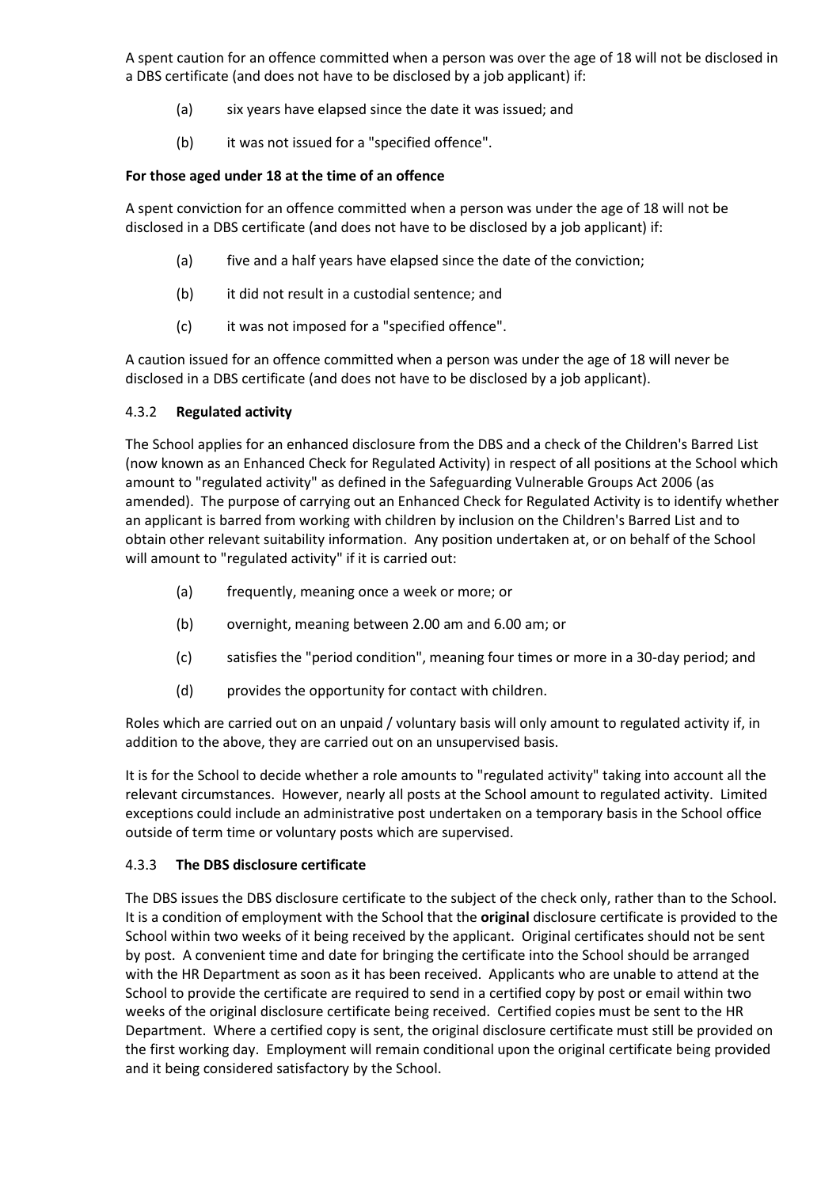A spent caution for an offence committed when a person was over the age of 18 will not be disclosed in a DBS certificate (and does not have to be disclosed by a job applicant) if:

(a) six years have elapsed since the date it was issued; and

(b) it was not issued for a "specified offence".

**For those aged under 18 at the time of an offence**

A spent conviction for an offence committed when a person was under the age of 18 will not be disclosed in a DBS certificate (and does not have to be disclosed by a job applicant) if:

(a) five and a half years have elapsed since the date of the conviction;

(b) it did not result in a custodial sentence; and

(c) it was not imposed for a "specified offence".

A caution issued for an offence committed when a person was under the age of 18 will never be disclosed in a DBS certificate (and does not have to be disclosed by a job applicant).

#### 4.3.2 **Regulated activity**

The School applies for an enhanced disclosure from the DBS and a check of the Children's Barred List (now known as an Enhanced Check for Regulated Activity) in respect of all positions at the School which amount to "regulated activity" as defined in the Safeguarding Vulnerable Groups Act 2006 (as amended). The purpose of carrying out an Enhanced Check for Regulated Activity is to identify whether an applicant is barred from working with children by inclusion on the Children's Barred List and to obtain other relevant suitability information. Any position undertaken at, or on behalf of the School will amount to "regulated activity" if it is carried out:

(a) frequently, meaning once a week or more; or

(b) overnight, meaning between 2.00 am and 6.00 am; or

(c) satisfies the "period condition", meaning four times or more in a 30-day period; and

(d) provides the opportunity for contact with children.

Roles which are carried out on an unpaid / voluntary basis will only amount to regulated activity if, in addition to the above, they are carried out on an unsupervised basis.

It is for the School to decide whether a role amounts to "regulated activity" taking into account all the relevant circumstances. However, nearly all posts at the School amount to regulated activity. Limited exceptions could include an administrative post undertaken on a temporary basis in the School office outside of term time or voluntary posts which are supervised.

#### 4.3.3 **The DBS disclosure certificate**

The DBS issues the DBS disclosure certificate to the subject of the check only, rather than to the School. It is a condition of employment with the School that the **original** disclosure certificate is provided to the School within two weeks of it being received by the applicant. Original certificates should not be sent by post. A convenient time and date for bringing the certificate into the School should be arranged with the HR Department as soon as it has been received. Applicants who are unable to attend at the School to provide the certificate are required to send in a certified copy by post or email within two weeks of the original disclosure certificate being received. Certified copies must be sent to the HR Department. Where a certified copy is sent, the original disclosure certificate must still be provided on the first working day. Employment will remain conditional upon the original certificate being provided and it being considered satisfactory by the School.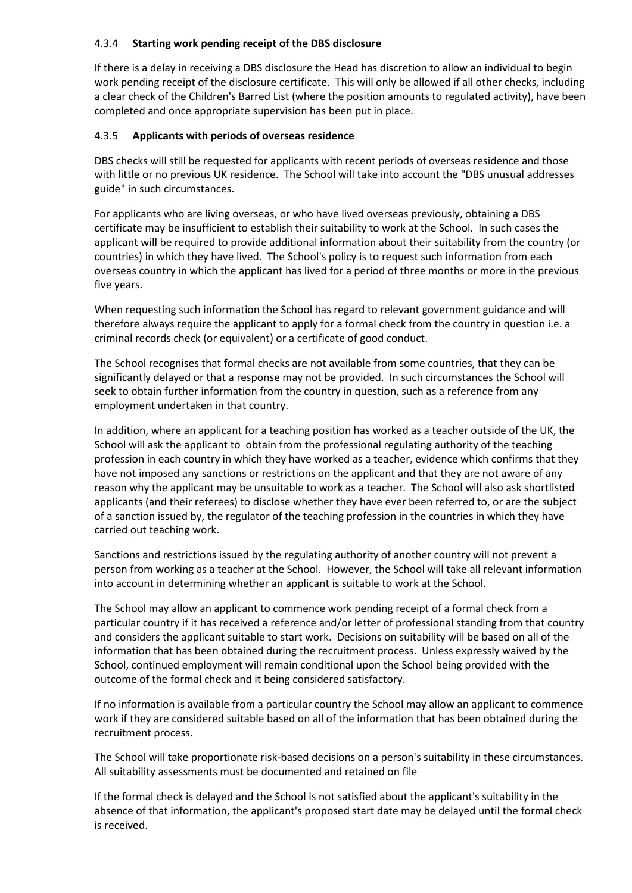#### 4.3.4 **Starting work pending receipt of the DBS disclosure**

If there is a delay in receiving a DBS disclosure the Head has discretion to allow an individual to begin work pending receipt of the disclosure certificate. This will only be allowed if all other checks, including a clear check of the Children's Barred List (where the position amounts to regulated activity), have been completed and once appropriate supervision has been put in place.

#### 4.3.5 **Applicants with periods of overseas residence**

DBS checks will still be requested for applicants with recent periods of overseas residence and those with little or no previous UK residence. The School will take into account the "DBS unusual addresses guide" in such circumstances.

For applicants who are living overseas, or who have lived overseas previously, obtaining a DBS certificate may be insufficient to establish their suitability to work at the School. In such cases the applicant will be required to provide additional information about their suitability from the country (or countries) in which they have lived. The School's policy is to request such information from each overseas country in which the applicant has lived for a period of three months or more in the previous five years.

When requesting such information the School has regard to relevant government guidance and will therefore always require the applicant to apply for a formal check from the country in question i.e. a criminal records check (or equivalent) or a certificate of good conduct.

The School recognises that formal checks are not available from some countries, that they can be significantly delayed or that a response may not be provided. In such circumstances the School will seek to obtain further information from the country in question, such as a reference from any employment undertaken in that country.

In addition, where an applicant for a teaching position has worked as a teacher outside of the UK, the School will ask the applicant to obtain from the professional regulating authority of the teaching profession in each country in which they have worked as a teacher, evidence which confirms that they have not imposed any sanctions or restrictions on the applicant and that they are not aware of any reason why the applicant may be unsuitable to work as a teacher. The School will also ask shortlisted applicants (and their referees) to disclose whether they have ever been referred to, or are the subject of a sanction issued by, the regulator of the teaching profession in the countries in which they have carried out teaching work.

Sanctions and restrictions issued by the regulating authority of another country will not prevent a person from working as a teacher at the School. However, the School will take all relevant information into account in determining whether an applicant is suitable to work at the School.

The School may allow an applicant to commence work pending receipt of a formal check from a particular country if it has received a reference and/or letter of professional standing from that country and considers the applicant suitable to start work. Decisions on suitability will be based on all of the information that has been obtained during the recruitment process. Unless expressly waived by the School, continued employment will remain conditional upon the School being provided with the outcome of the formal check and it being considered satisfactory.

If no information is available from a particular country the School may allow an applicant to commence work if they are considered suitable based on all of the information that has been obtained during the recruitment process.

The School will take proportionate risk-based decisions on a person's suitability in these circumstances. All suitability assessments must be documented and retained on file

If the formal check is delayed and the School is not satisfied about the applicant's suitability in the absence of that information, the applicant's proposed start date may be delayed until the formal check is received.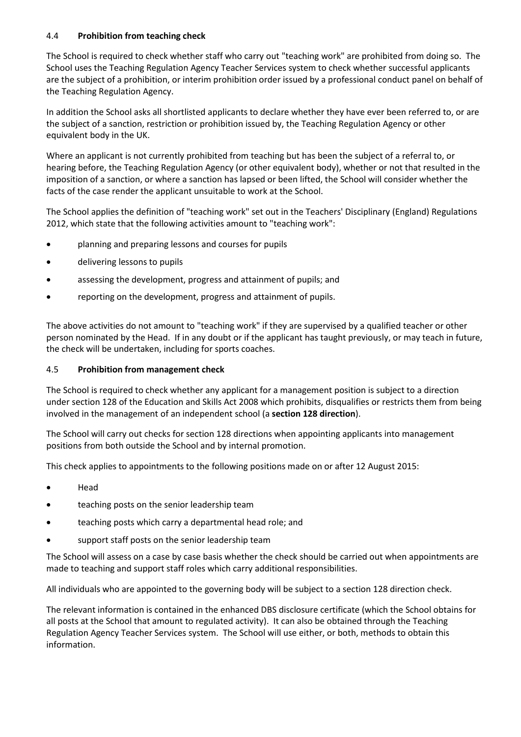### 4.4 **Prohibition from teaching check**

The School is required to check whether staff who carry out "teaching work" are prohibited from doing so. The School uses the Teaching Regulation Agency Teacher Services system to check whether successful applicants are the subject of a prohibition, or interim prohibition order issued by a professional conduct panel on behalf of the Teaching Regulation Agency.

In addition the School asks all shortlisted applicants to declare whether they have ever been referred to, or are the subject of a sanction, restriction or prohibition issued by, the Teaching Regulation Agency or other equivalent body in the UK.

Where an applicant is not currently prohibited from teaching but has been the subject of a referral to, or hearing before, the Teaching Regulation Agency (or other equivalent body), whether or not that resulted in the imposition of a sanction, or where a sanction has lapsed or been lifted, the School will consider whether the facts of the case render the applicant unsuitable to work at the School.

The School applies the definition of "teaching work" set out in the Teachers' Disciplinary (England) Regulations 2012, which state that the following activities amount to "teaching work":

- planning and preparing lessons and courses for pupils
- delivering lessons to pupils
- assessing the development, progress and attainment of pupils; and
- reporting on the development, progress and attainment of pupils.

The above activities do not amount to "teaching work" if they are supervised by a qualified teacher or other person nominated by the Head. If in any doubt or if the applicant has taught previously, or may teach in future, the check will be undertaken, including for sports coaches.

### 4.5 **Prohibition from management check**

The School is required to check whether any applicant for a management position is subject to a direction under section 128 of the Education and Skills Act 2008 which prohibits, disqualifies or restricts them from being involved in the management of an independent school (a **section 128 direction**).

The School will carry out checks for section 128 directions when appointing applicants into management positions from both outside the School and by internal promotion.

This check applies to appointments to the following positions made on or after 12 August 2015:

- Head
- teaching posts on the senior leadership team
- teaching posts which carry a departmental head role; and
- support staff posts on the senior leadership team

The School will assess on a case by case basis whether the check should be carried out when appointments are made to teaching and support staff roles which carry additional responsibilities.

All individuals who are appointed to the governing body will be subject to a section 128 direction check.

The relevant information is contained in the enhanced DBS disclosure certificate (which the School obtains for all posts at the School that amount to regulated activity). It can also be obtained through the Teaching Regulation Agency Teacher Services system. The School will use either, or both, methods to obtain this information.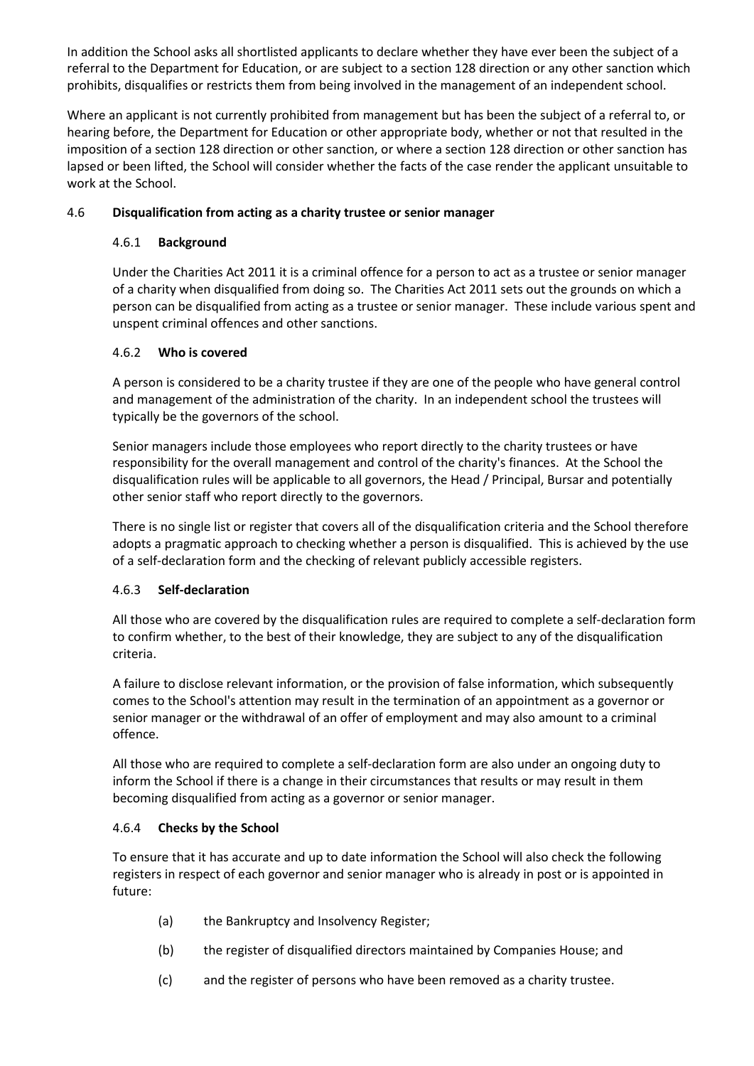In addition the School asks all shortlisted applicants to declare whether they have ever been the subject of a referral to the Department for Education, or are subject to a section 128 direction or any other sanction which prohibits, disqualifies or restricts them from being involved in the management of an independent school.

Where an applicant is not currently prohibited from management but has been the subject of a referral to, or hearing before, the Department for Education or other appropriate body, whether or not that resulted in the imposition of a section 128 direction or other sanction, or where a section 128 direction or other sanction has lapsed or been lifted, the School will consider whether the facts of the case render the applicant unsuitable to work at the School.

### 4.6 Disqualification from acting as a charity trustee or senior manager

#### 4.6.1 Background

Under the Charities Act 2011 it is a criminal offence for a person to act as a trustee or senior manager of a charity when disqualified from doing so. The Charities Act 2011 sets out the grounds on which a person can be disqualified from acting as a trustee or senior manager. These include various spent and unspent criminal offences and other sanctions.

#### 4.6.2 Who is covered

A person is considered to be a charity trustee if they are one of the people who have general control and management of the administration of the charity. In an independent school the trustees will typically be the governors of the school.

Senior managers include those employees who report directly to the charity trustees or have responsibility for the overall management and control of the charity's finances. At the School the disqualification rules will be applicable to all governors, the Head / Principal, Bursar and potentially other senior staff who report directly to the governors.

There is no single list or register that covers all of the disqualification criteria and the School therefore adopts a pragmatic approach to checking whether a person is disqualified. This is achieved by the use of a self-declaration form and the checking of relevant publicly accessible registers.

#### 4.6.3 Self-declaration

All those who are covered by the disqualification rules are required to complete a self-declaration form to confirm whether, to the best of their knowledge, they are subject to any of the disqualification criteria.

A failure to disclose relevant information, or the provision of false information, which subsequently comes to the School's attention may result in the termination of an appointment as a governor or senior manager or the withdrawal of an offer of employment and may also amount to a criminal offence.

All those who are required to complete a self-declaration form are also under an ongoing duty to inform the School if there is a change in their circumstances that results or may result in them becoming disqualified from acting as a governor or senior manager.

#### 4.6.4 Checks by the School

To ensure that it has accurate and up to date information the School will also check the following registers in respect of each governor and senior manager who is already in post or is appointed in future:

(a) the Bankruptcy and Insolvency Register;

(b) the register of disqualified directors maintained by Companies House; and

(c) and the register of persons who have been removed as a charity trustee.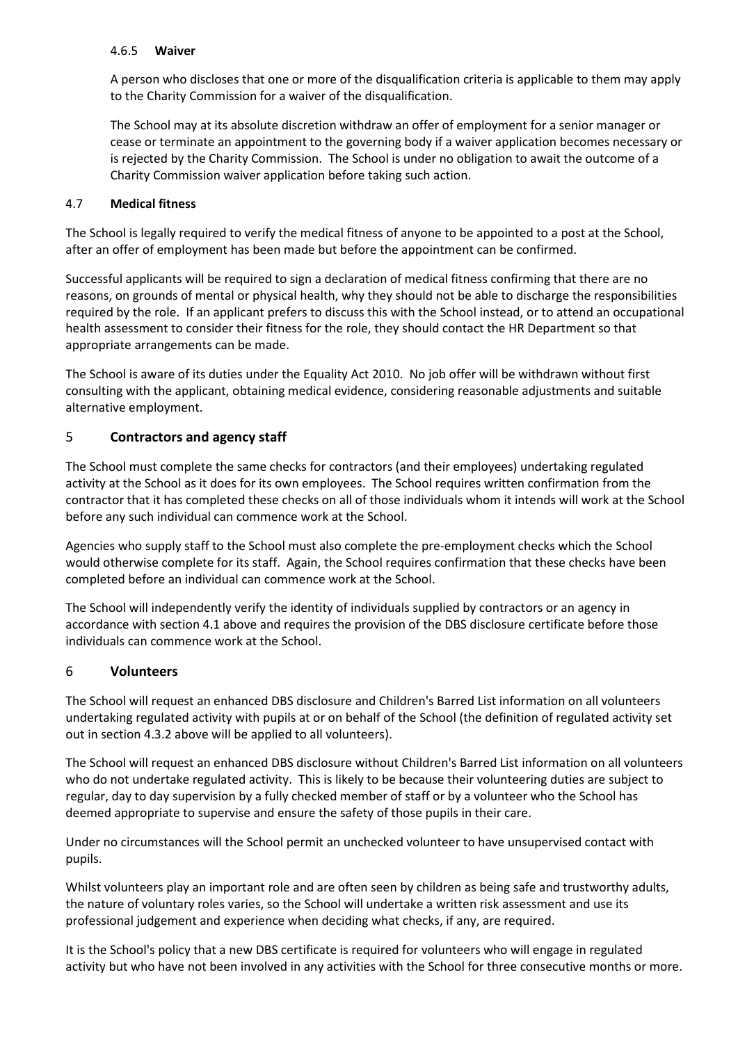#### 4.6.5 **Waiver**

A person who discloses that one or more of the disqualification criteria is applicable to them may apply to the Charity Commission for a waiver of the disqualification.

The School may at its absolute discretion withdraw an offer of employment for a senior manager or cease or terminate an appointment to the governing body if a waiver application becomes necessary or is rejected by the Charity Commission. The School is under no obligation to await the outcome of a Charity Commission waiver application before taking such action.

### 4.7 **Medical fitness**

The School is legally required to verify the medical fitness of anyone to be appointed to a post at the School, after an offer of employment has been made but before the appointment can be confirmed.

Successful applicants will be required to sign a declaration of medical fitness confirming that there are no reasons, on grounds of mental or physical health, why they should not be able to discharge the responsibilities required by the role. If an applicant prefers to discuss this with the School instead, or to attend an occupational health assessment to consider their fitness for the role, they should contact the HR Department so that appropriate arrangements can be made.

The School is aware of its duties under the Equality Act 2010. No job offer will be withdrawn without first consulting with the applicant, obtaining medical evidence, considering reasonable adjustments and suitable alternative employment.

## 5 **Contractors and agency staff**

The School must complete the same checks for contractors (and their employees) undertaking regulated activity at the School as it does for its own employees. The School requires written confirmation from the contractor that it has completed these checks on all of those individuals whom it intends will work at the School before any such individual can commence work at the School.

Agencies who supply staff to the School must also complete the pre-employment checks which the School would otherwise complete for its staff. Again, the School requires confirmation that these checks have been completed before an individual can commence work at the School.

The School will independently verify the identity of individuals supplied by contractors or an agency in accordance with section 4.1 above and requires the provision of the DBS disclosure certificate before those individuals can commence work at the School.

## 6 **Volunteers**

The School will request an enhanced DBS disclosure and Children's Barred List information on all volunteers undertaking regulated activity with pupils at or on behalf of the School (the definition of regulated activity set out in section 4.3.2 above will be applied to all volunteers).

The School will request an enhanced DBS disclosure without Children's Barred List information on all volunteers who do not undertake regulated activity. This is likely to be because their volunteering duties are subject to regular, day to day supervision by a fully checked member of staff or by a volunteer who the School has deemed appropriate to supervise and ensure the safety of those pupils in their care.

Under no circumstances will the School permit an unchecked volunteer to have unsupervised contact with pupils.

Whilst volunteers play an important role and are often seen by children as being safe and trustworthy adults, the nature of voluntary roles varies, so the School will undertake a written risk assessment and use its professional judgement and experience when deciding what checks, if any, are required.

It is the School's policy that a new DBS certificate is required for volunteers who will engage in regulated activity but who have not been involved in any activities with the School for three consecutive months or more.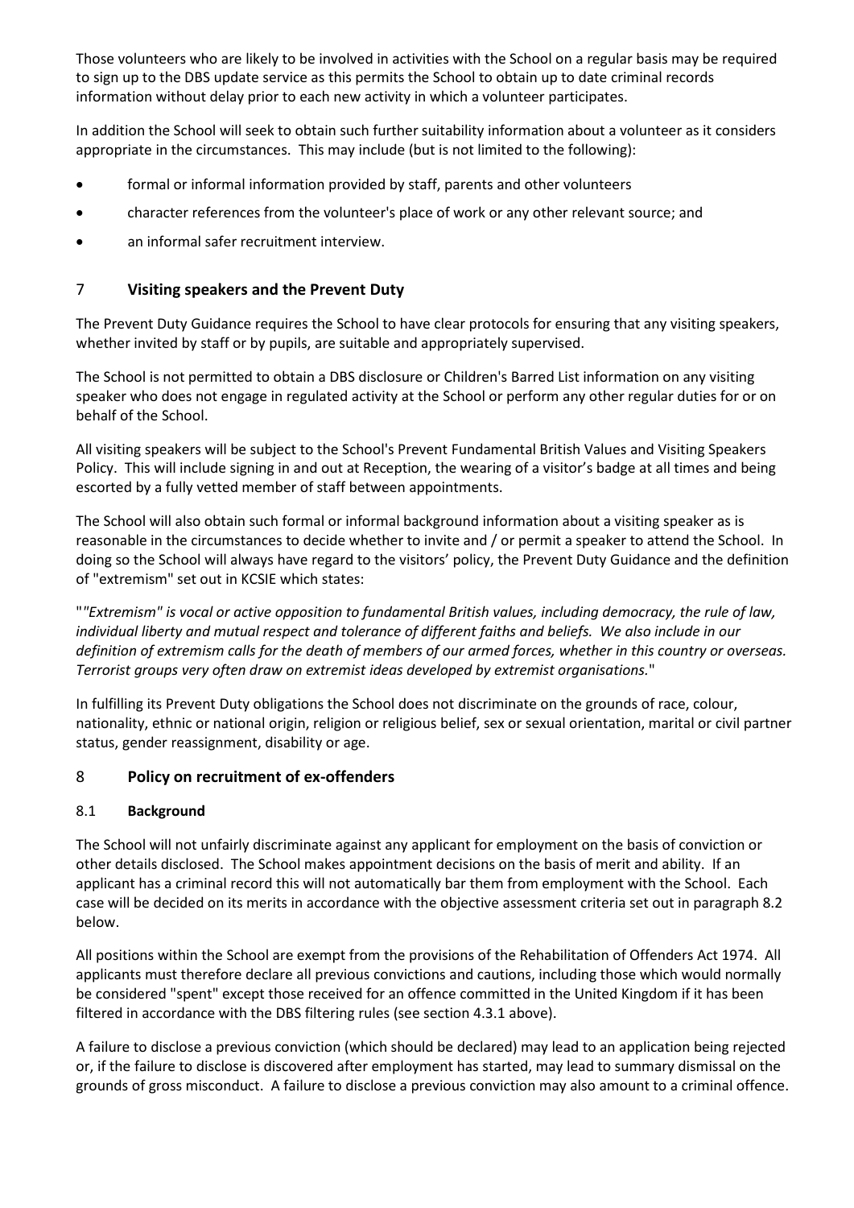Those volunteers who are likely to be involved in activities with the School on a regular basis may be required to sign up to the DBS update service as this permits the School to obtain up to date criminal records information without delay prior to each new activity in which a volunteer participates.

In addition the School will seek to obtain such further suitability information about a volunteer as it considers appropriate in the circumstances. This may include (but is not limited to the following):

- formal or informal information provided by staff, parents and other volunteers
- character references from the volunteer's place of work or any other relevant source; and
- an informal safer recruitment interview.

## 7 Visiting speakers and the Prevent Duty

The Prevent Duty Guidance requires the School to have clear protocols for ensuring that any visiting speakers, whether invited by staff or by pupils, are suitable and appropriately supervised.

The School is not permitted to obtain a DBS disclosure or Children's Barred List information on any visiting speaker who does not engage in regulated activity at the School or perform any other regular duties for or on behalf of the School.

All visiting speakers will be subject to the School's Prevent Fundamental British Values and Visiting Speakers Policy. This will include signing in and out at Reception, the wearing of a visitor's badge at all times and being escorted by a fully vetted member of staff between appointments.

The School will also obtain such formal or informal background information about a visiting speaker as is reasonable in the circumstances to decide whether to invite and / or permit a speaker to attend the School. In doing so the School will always have regard to the visitors' policy, the Prevent Duty Guidance and the definition of "extremism" set out in KCSIE which states:

"*"Extremism" is vocal or active opposition to fundamental British values, including democracy, the rule of law, individual liberty and mutual respect and tolerance of different faiths and beliefs. We also include in our definition of extremism calls for the death of members of our armed forces, whether in this country or overseas. Terrorist groups very often draw on extremist ideas developed by extremist organisations.*"

In fulfilling its Prevent Duty obligations the School does not discriminate on the grounds of race, colour, nationality, ethnic or national origin, religion or religious belief, sex or sexual orientation, marital or civil partner status, gender reassignment, disability or age.

## 8 Policy on recruitment of ex-offenders

### 8.1 Background

The School will not unfairly discriminate against any applicant for employment on the basis of conviction or other details disclosed. The School makes appointment decisions on the basis of merit and ability. If an applicant has a criminal record this will not automatically bar them from employment with the School. Each case will be decided on its merits in accordance with the objective assessment criteria set out in paragraph 8.2 below.

All positions within the School are exempt from the provisions of the Rehabilitation of Offenders Act 1974. All applicants must therefore declare all previous convictions and cautions, including those which would normally be considered "spent" except those received for an offence committed in the United Kingdom if it has been filtered in accordance with the DBS filtering rules (see section 4.3.1 above).

A failure to disclose a previous conviction (which should be declared) may lead to an application being rejected or, if the failure to disclose is discovered after employment has started, may lead to summary dismissal on the grounds of gross misconduct. A failure to disclose a previous conviction may also amount to a criminal offence.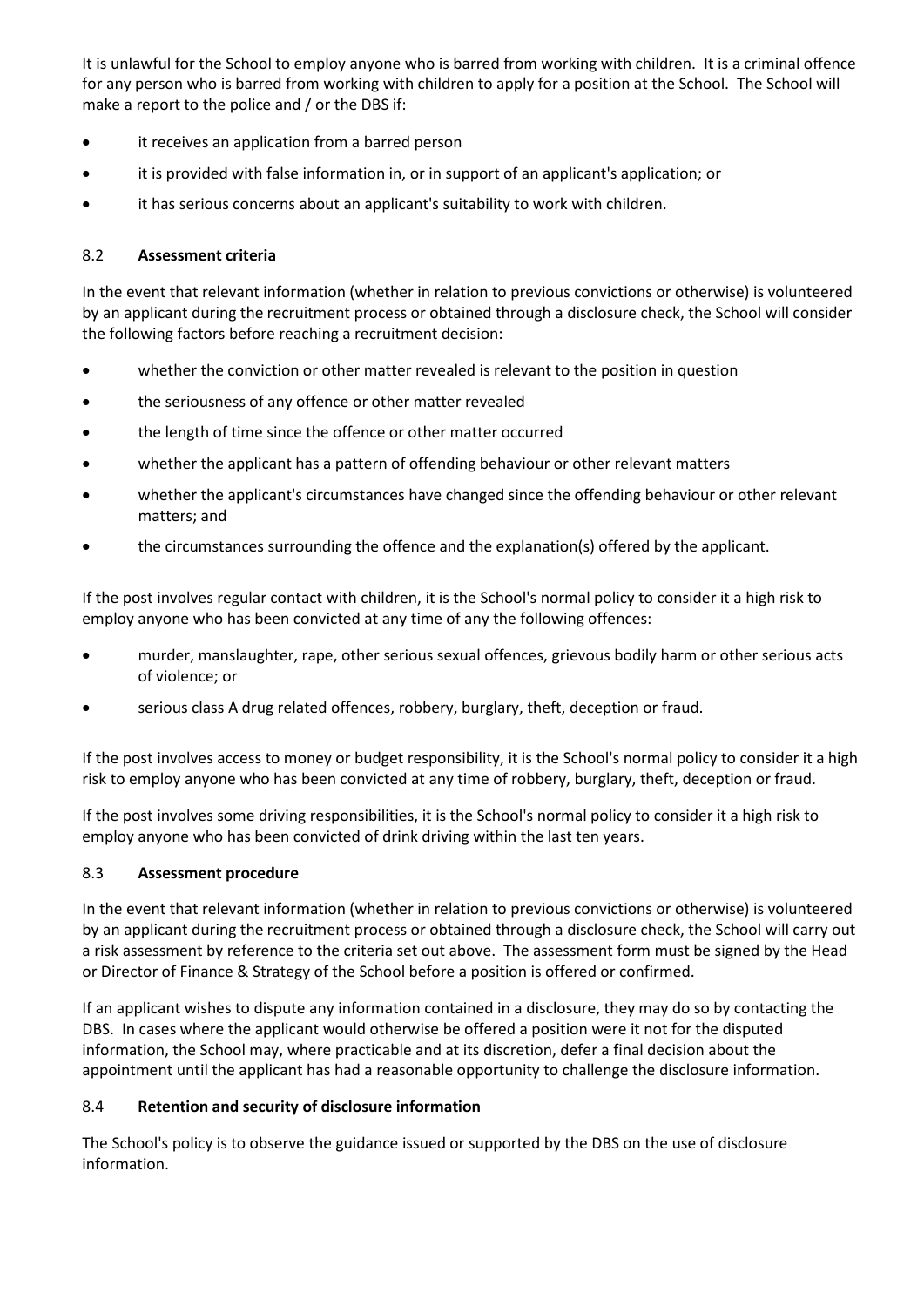It is unlawful for the School to employ anyone who is barred from working with children. It is a criminal offence for any person who is barred from working with children to apply for a position at the School. The School will make a report to the police and / or the DBS if:

- it receives an application from a barred person
- it is provided with false information in, or in support of an applicant's application; or
- it has serious concerns about an applicant's suitability to work with children.

### 8.2 **Assessment criteria**

In the event that relevant information (whether in relation to previous convictions or otherwise) is volunteered by an applicant during the recruitment process or obtained through a disclosure check, the School will consider the following factors before reaching a recruitment decision:

- whether the conviction or other matter revealed is relevant to the position in question
- the seriousness of any offence or other matter revealed
- the length of time since the offence or other matter occurred
- whether the applicant has a pattern of offending behaviour or other relevant matters
- whether the applicant's circumstances have changed since the offending behaviour or other relevant matters; and
- the circumstances surrounding the offence and the explanation(s) offered by the applicant.

If the post involves regular contact with children, it is the School's normal policy to consider it a high risk to employ anyone who has been convicted at any time of any the following offences:

- murder, manslaughter, rape, other serious sexual offences, grievous bodily harm or other serious acts of violence; or
- serious class A drug related offences, robbery, burglary, theft, deception or fraud.

If the post involves access to money or budget responsibility, it is the School's normal policy to consider it a high risk to employ anyone who has been convicted at any time of robbery, burglary, theft, deception or fraud.

If the post involves some driving responsibilities, it is the School's normal policy to consider it a high risk to employ anyone who has been convicted of drink driving within the last ten years.

### 8.3 **Assessment procedure**

In the event that relevant information (whether in relation to previous convictions or otherwise) is volunteered by an applicant during the recruitment process or obtained through a disclosure check, the School will carry out a risk assessment by reference to the criteria set out above. The assessment form must be signed by the Head or Director of Finance & Strategy of the School before a position is offered or confirmed.

If an applicant wishes to dispute any information contained in a disclosure, they may do so by contacting the DBS. In cases where the applicant would otherwise be offered a position were it not for the disputed information, the School may, where practicable and at its discretion, defer a final decision about the appointment until the applicant has had a reasonable opportunity to challenge the disclosure information.

### 8.4 **Retention and security of disclosure information**

The School's policy is to observe the guidance issued or supported by the DBS on the use of disclosure information.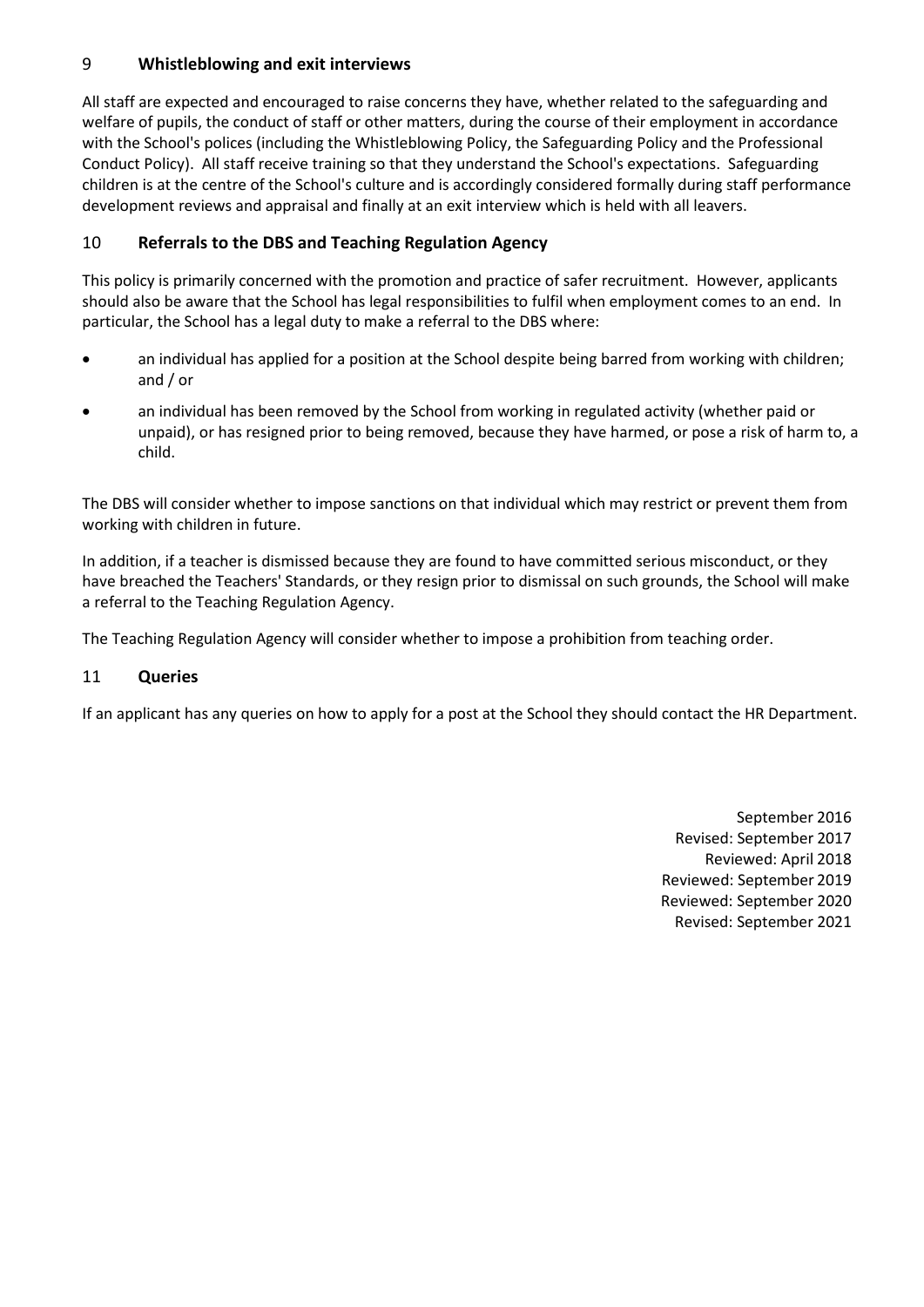## 9 Whistleblowing and exit interviews

All staff are expected and encouraged to raise concerns they have, whether related to the safeguarding and welfare of pupils, the conduct of staff or other matters, during the course of their employment in accordance with the School's polices (including the Whistleblowing Policy, the Safeguarding Policy and the Professional Conduct Policy). All staff receive training so that they understand the School's expectations. Safeguarding children is at the centre of the School's culture and is accordingly considered formally during staff performance development reviews and appraisal and finally at an exit interview which is held with all leavers.

## 10 Referrals to the DBS and Teaching Regulation Agency

This policy is primarily concerned with the promotion and practice of safer recruitment. However, applicants should also be aware that the School has legal responsibilities to fulfil when employment comes to an end. In particular, the School has a legal duty to make a referral to the DBS where:

- an individual has applied for a position at the School despite being barred from working with children; and / or
- an individual has been removed by the School from working in regulated activity (whether paid or unpaid), or has resigned prior to being removed, because they have harmed, or pose a risk of harm to, a child.

The DBS will consider whether to impose sanctions on that individual which may restrict or prevent them from working with children in future.

In addition, if a teacher is dismissed because they are found to have committed serious misconduct, or they have breached the Teachers' Standards, or they resign prior to dismissal on such grounds, the School will make a referral to the Teaching Regulation Agency.

The Teaching Regulation Agency will consider whether to impose a prohibition from teaching order.

## 11 Queries

If an applicant has any queries on how to apply for a post at the School they should contact the HR Department.

September 2016
Revised: September 2017
Reviewed: April 2018
Reviewed: September 2019
Reviewed: September 2020
Revised: September 2021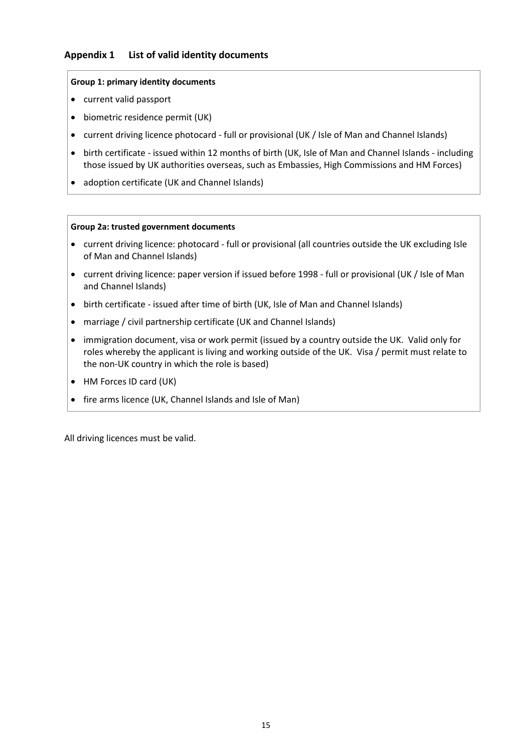## Appendix 1 List of valid identity documents

**Group 1: primary identity documents**

- current valid passport
- biometric residence permit (UK)
- current driving licence photocard - full or provisional (UK / Isle of Man and Channel Islands)
- birth certificate - issued within 12 months of birth (UK, Isle of Man and Channel Islands - including those issued by UK authorities overseas, such as Embassies, High Commissions and HM Forces)
- adoption certificate (UK and Channel Islands)

**Group 2a: trusted government documents**

- current driving licence: photocard - full or provisional (all countries outside the UK excluding Isle of Man and Channel Islands)
- current driving licence: paper version if issued before 1998 - full or provisional (UK / Isle of Man and Channel Islands)
- birth certificate - issued after time of birth (UK, Isle of Man and Channel Islands)
- marriage / civil partnership certificate (UK and Channel Islands)
- immigration document, visa or work permit (issued by a country outside the UK. Valid only for roles whereby the applicant is living and working outside of the UK. Visa / permit must relate to the non-UK country in which the role is based)
- HM Forces ID card (UK)
- fire arms licence (UK, Channel Islands and Isle of Man)

All driving licences must be valid.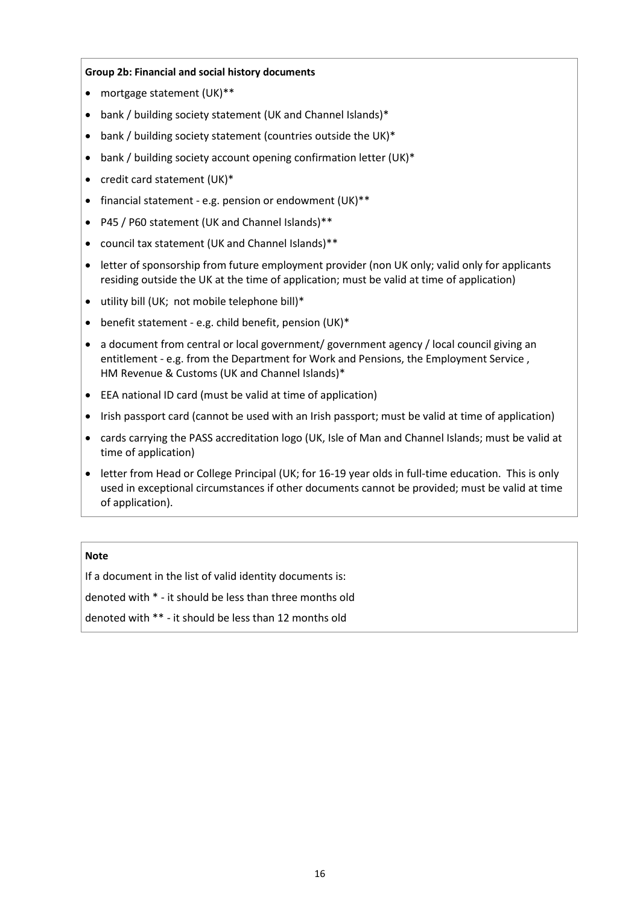**Group 2b: Financial and social history documents**

- mortgage statement (UK)**
- bank / building society statement (UK and Channel Islands)*
- bank / building society statement (countries outside the UK)*
- bank / building society account opening confirmation letter (UK)*
- credit card statement (UK)*
- financial statement - e.g. pension or endowment (UK)**
- P45 / P60 statement (UK and Channel Islands)**
- council tax statement (UK and Channel Islands)**
- letter of sponsorship from future employment provider (non UK only; valid only for applicants residing outside the UK at the time of application; must be valid at time of application)
- utility bill (UK; not mobile telephone bill)*
- benefit statement - e.g. child benefit, pension (UK)*
- a document from central or local government/ government agency / local council giving an entitlement - e.g. from the Department for Work and Pensions, the Employment Service , HM Revenue & Customs (UK and Channel Islands)*
- EEA national ID card (must be valid at time of application)
- Irish passport card (cannot be used with an Irish passport; must be valid at time of application)
- cards carrying the PASS accreditation logo (UK, Isle of Man and Channel Islands; must be valid at time of application)
- letter from Head or College Principal (UK; for 16-19 year olds in full-time education. This is only used in exceptional circumstances if other documents cannot be provided; must be valid at time of application).

**Note**

If a document in the list of valid identity documents is:

denoted with * - it should be less than three months old

denoted with ** - it should be less than 12 months old